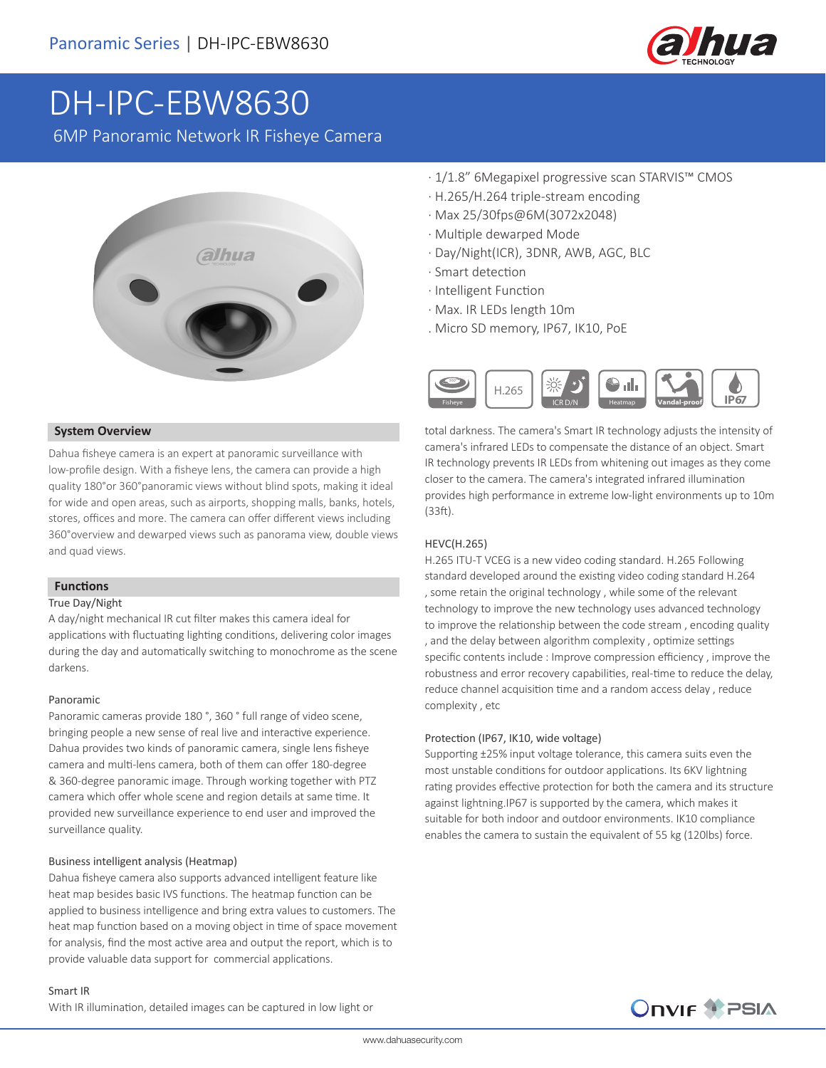# DH-IPC-EBW8630

## 6MP Panoramic Network IR Fisheye Camera

- 1/1.8" 6Megapixel progressive scan STARVIS™ CMOS
- H.265/H.264 triple-stream encoding
- Max 25/30fps@6M(3072x2048)
- Multiple dewarped Mode
- Day/Night(ICR), 3DNR, AWB, AGC, BLC
- Smart detection
- Intelligent Function
- Max. IR LEDs length 10m
- Micro SD memory, IP67, IK10, PoE

Fisheye | H.265 | ICR D/N | Heatmap | Vandal-proof | IP67

### System Overview

Dahua fisheye camera is an expert at panoramic surveillance with low-profile design. With a fisheye lens, the camera can provide a high quality 180°or 360°panoramic views without blind spots, making it ideal for wide and open areas, such as airports, shopping malls, banks, hotels, stores, offices and more. The camera can offer different views including 360°overview and dewarped views such as panorama view, double views and quad views.

### Functions

True Day/Night

A day/night mechanical IR cut filter makes this camera ideal for applications with fluctuating lighting conditions, delivering color images during the day and automatically switching to monochrome as the scene darkens.

Panoramic

Panoramic cameras provide 180 °, 360 ° full range of video scene, bringing people a new sense of real live and interactive experience. Dahua provides two kinds of panoramic camera, single lens fisheye camera and multi-lens camera, both of them can offer 180-degree & 360-degree panoramic image. Through working together with PTZ camera which offer whole scene and region details at same time. It provided new surveillance experience to end user and improved the surveillance quality.

Business intelligent analysis (Heatmap)

Dahua fisheye camera also supports advanced intelligent feature like heat map besides basic IVS functions. The heatmap function can be applied to business intelligence and bring extra values to customers. The heat map function based on a moving object in time of space movement for analysis, find the most active area and output the report, which is to provide valuable data support for commercial applications.

Smart IR

With IR illumination, detailed images can be captured in low light or total darkness. The camera's Smart IR technology adjusts the intensity of camera's infrared LEDs to compensate the distance of an object. Smart IR technology prevents IR LEDs from whitening out images as they come closer to the camera. The camera's integrated infrared illumination provides high performance in extreme low-light environments up to 10m (33ft).

HEVC(H.265)

H.265 ITU-T VCEG is a new video coding standard. H.265 Following standard developed around the existing video coding standard H.264 , some retain the original technology , while some of the relevant technology to improve the new technology uses advanced technology to improve the relationship between the code stream , encoding quality , and the delay between algorithm complexity , optimize settings specific contents include : Improve compression efficiency , improve the robustness and error recovery capabilities, real-time to reduce the delay, reduce channel acquisition time and a random access delay , reduce complexity , etc

Protection (IP67, IK10, wide voltage)

Supporting ±25% input voltage tolerance, this camera suits even the most unstable conditions for outdoor applications. Its 6KV lightning rating provides effective protection for both the camera and its structure against lightning.IP67 is supported by the camera, which makes it suitable for both indoor and outdoor environments. IK10 compliance enables the camera to sustain the equivalent of 55 kg (120lbs) force.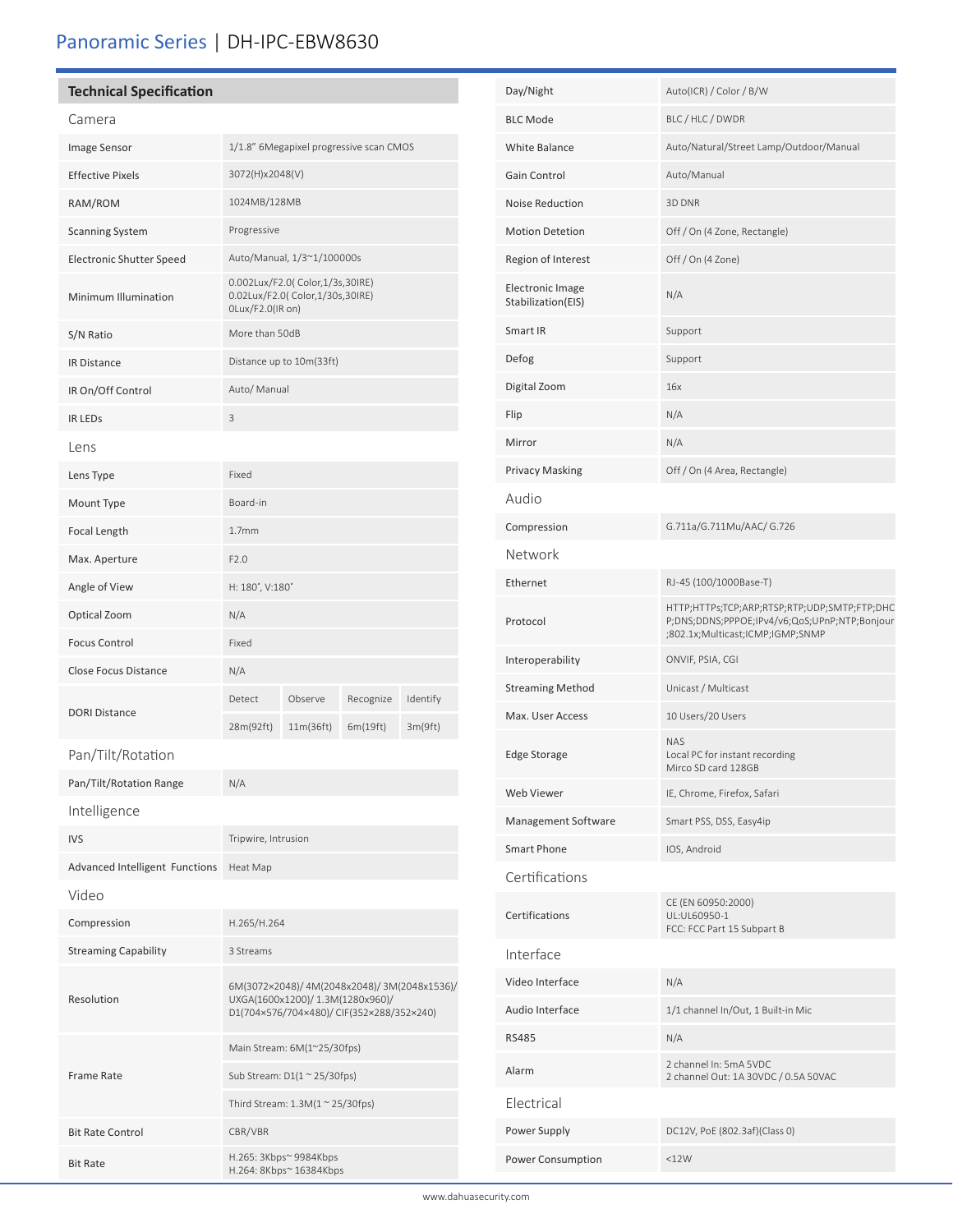# Panoramic Series | DH-IPC-EBW8630

## Technical Specification

### Camera

| | |
|---|---|
| Image Sensor | 1/1.8" 6Megapixel progressive scan CMOS |
| Effective Pixels | 3072(H)x2048(V) |
| RAM/ROM | 1024MB/128MB |
| Scanning System | Progressive |
| Electronic Shutter Speed | Auto/Manual, 1/3~1/100000s |
| Minimum Illumination | 0.002Lux/F2.0( Color,1/3s,30IRE)<br>0.02Lux/F2.0( Color,1/30s,30IRE)<br>0Lux/F2.0(IR on) |
| S/N Ratio | More than 50dB |
| IR Distance | Distance up to 10m(33ft) |
| IR On/Off Control | Auto/ Manual |
| IR LEDs | 3 |

### Lens

| | | | | |
|---|---|---|---|---|
| Lens Type | Fixed | | | |
| Mount Type | Board-in | | | |
| Focal Length | 1.7mm | | | |
| Max. Aperture | F2.0 | | | |
| Angle of View | H: 180˚, V:180˚ | | | |
| Optical Zoom | N/A | | | |
| Focus Control | Fixed | | | |
| Close Focus Distance | N/A | | | |
| DORI Distance | Detect | Observe | Recognize | Identify |
| | 28m(92ft) | 11m(36ft) | 6m(19ft) | 3m(9ft) |

### Pan/Tilt/Rotation

| | |
|---|---|
| Pan/Tilt/Rotation Range | N/A |

### Intelligence

| | |
|---|---|
| IVS | Tripwire, Intrusion |
| Advanced Intelligent Functions | Heat Map |

### Video

| | |
|---|---|
| Compression | H.265/H.264 |
| Streaming Capability | 3 Streams |
| Resolution | 6M(3072×2048)/ 4M(2048x2048)/ 3M(2048x1536)/ UXGA(1600x1200)/ 1.3M(1280x960)/ D1(704×576/704×480)/ CIF(352×288/352×240) |
| Frame Rate | Main Stream: 6M(1~25/30fps)<br>Sub Stream: D1(1 ~ 25/30fps)<br>Third Stream: 1.3M(1 ~ 25/30fps) |
| Bit Rate Control | CBR/VBR |
| Bit Rate | H.265: 3Kbps~ 9984Kbps<br>H.264: 8Kbps~ 16384Kbps |
| Day/Night | Auto(ICR) / Color / B/W |
| BLC Mode | BLC / HLC / DWDR |
| White Balance | Auto/Natural/Street Lamp/Outdoor/Manual |
| Gain Control | Auto/Manual |
| Noise Reduction | 3D DNR |
| Motion Detetion | Off / On (4 Zone, Rectangle) |
| Region of Interest | Off / On (4 Zone) |
| Electronic Image Stabilization(EIS) | N/A |
| Smart IR | Support |
| Defog | Support |
| Digital Zoom | 16x |
| Flip | N/A |
| Mirror | N/A |
| Privacy Masking | Off / On (4 Area, Rectangle) |

### Audio

| | |
|---|---|
| Compression | G.711a/G.711Mu/AAC/ G.726 |

### Network

| | |
|---|---|
| Ethernet | RJ-45 (100/1000Base-T) |
| Protocol | HTTP;HTTPs;TCP;ARP;RTSP;RTP;UDP;SMTP;FTP;DHCP;DNS;DDNS;PPPOE;IPv4/v6;QoS;UPnP;NTP;Bonjour;802.1x;Multicast;ICMP;IGMP;SNMP |
| Interoperability | ONVIF, PSIA, CGI |
| Streaming Method | Unicast / Multicast |
| Max. User Access | 10 Users/20 Users |
| Edge Storage | NAS<br>Local PC for instant recording<br>Mirco SD card 128GB |
| Web Viewer | IE, Chrome, Firefox, Safari |
| Management Software | Smart PSS, DSS, Easy4ip |
| Smart Phone | IOS, Android |

### Certifications

| | |
|---|---|
| Certifications | CE (EN 60950:2000)<br>UL:UL60950-1<br>FCC: FCC Part 15 Subpart B |

### Interface

| | |
|---|---|
| Video Interface | N/A |
| Audio Interface | 1/1 channel In/Out, 1 Built-in Mic |
| RS485 | N/A |
| Alarm | 2 channel In: 5mA 5VDC<br>2 channel Out: 1A 30VDC / 0.5A 50VAC |

### Electrical

| | |
|---|---|
| Power Supply | DC12V, PoE (802.3af)(Class 0) |
| Power Consumption | <12W |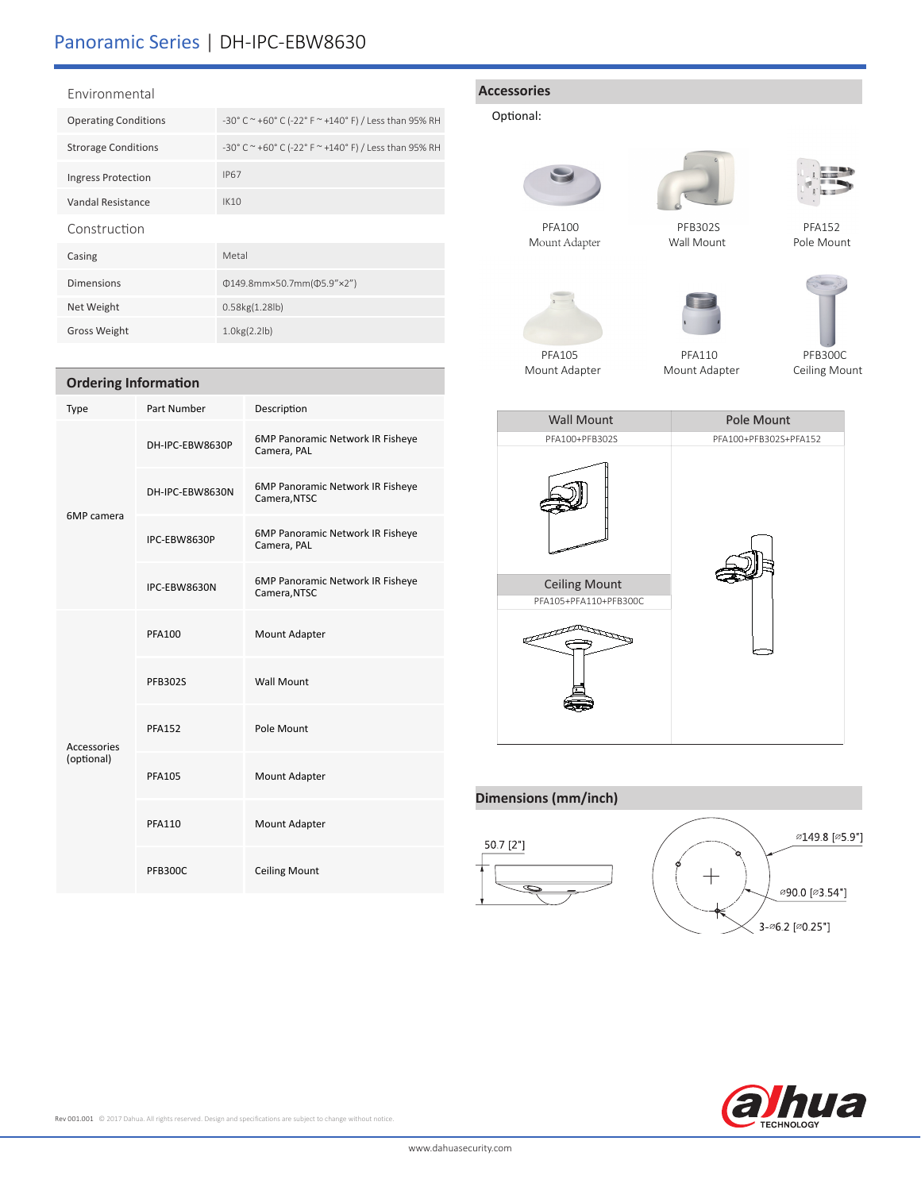# Panoramic Series | DH-IPC-EBW8630

## Environmental

| | |
|---|---|
| Operating Conditions | -30° C ~ +60° C (-22° F ~ +140° F) / Less than 95% RH |
| Strorage Conditions | -30° C ~ +60° C (-22° F ~ +140° F) / Less than 95% RH |
| Ingress Protection | IP67 |
| Vandal Resistance | IK10 |

## Construction

| | |
|---|---|
| Casing | Metal |
| Dimensions | Φ149.8mm×50.7mm(Φ5.9"×2") |
| Net Weight | 0.58kg(1.28lb) |
| Gross Weight | 1.0kg(2.2lb) |

## Ordering Information

| Type | Part Number | Description |
|---|---|---|
| 6MP camera | DH-IPC-EBW8630P | 6MP Panoramic Network IR Fisheye Camera, PAL |
| | DH-IPC-EBW8630N | 6MP Panoramic Network IR Fisheye Camera,NTSC |
| | IPC-EBW8630P | 6MP Panoramic Network IR Fisheye Camera, PAL |
| | IPC-EBW8630N | 6MP Panoramic Network IR Fisheye Camera,NTSC |
| Accessories (optional) | PFA100 | Mount Adapter |
| | PFB302S | Wall Mount |
| | PFA152 | Pole Mount |
| | PFA105 | Mount Adapter |
| | PFA110 | Mount Adapter |
| | PFB300C | Ceiling Mount |

## Accessories

Optional:

PFA100
Mount Adapter

PFB302S
Wall Mount

PFA152
Pole Mount

PFA105
Mount Adapter

PFA110
Mount Adapter

PFB300C
Ceiling Mount

| Wall Mount | Pole Mount |
|---|---|
| PFA100+PFB302S | PFA100+PFB302S+PFA152 |

Ceiling Mount
PFA105+PFA110+PFB300C

## Dimensions (mm/inch)

50.7 [2"]

⌀149.8 [⌀5.9"]

⌀90.0 [⌀3.54"]

3-⌀6.2 [⌀0.25"]

Rev 001.001 © 2017 Dahua. All rights reserved. Design and specifications are subject to change without notice.

www.dahuasecurity.com